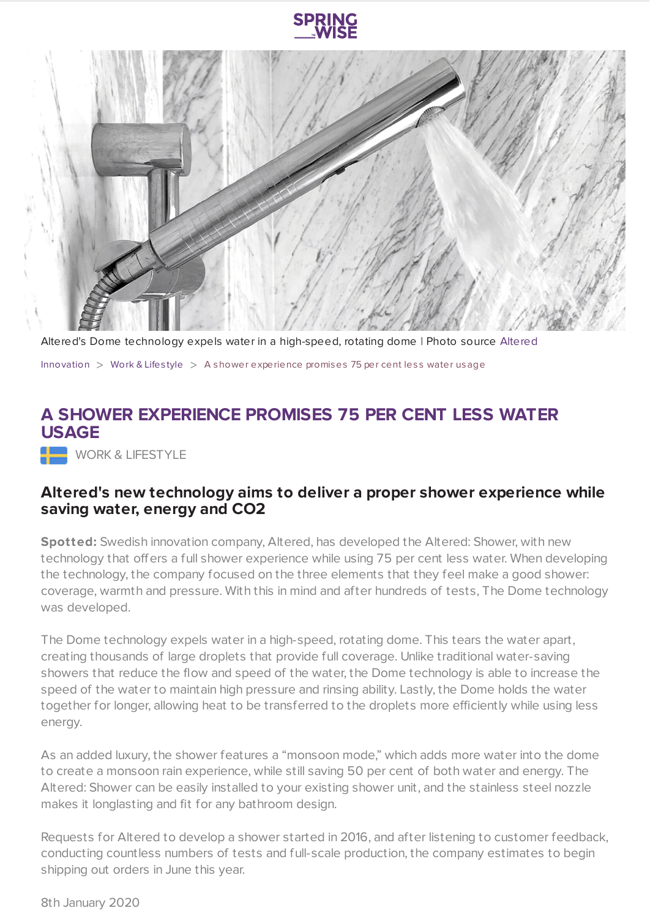Altered's Dome technology expels water in a high-speed, rotating dome | Photo source Altered

Innovation > Work & Lifestyle > A shower experience promises 75 per cent less water usage

# A SHOWER EXPERIENCE PROMISES 75 PER CENT LESS WATER USAGE

WORK & LIFESTYLE

### Altered's new technology aims to deliver a proper shower experience while saving water, energy and $CO_2$

**Spotted:** Swedish innovation company, Altered, has developed the Altered: Shower, with new technology that offers a full shower experience while using 75 per cent less water. When developing the technology, the company focused on the three elements that they feel make a good shower: coverage, warmth and pressure. With this in mind and after hundreds of tests, The Dome technology was developed.

The Dome technology expels water in a high-speed, rotating dome. This tears the water apart, creating thousands of large droplets that provide full coverage. Unlike traditional water-saving showers that reduce the flow and speed of the water, the Dome technology is able to increase the speed of the water to maintain high pressure and rinsing ability. Lastly, the Dome holds the water together for longer, allowing heat to be transferred to the droplets more efficiently while using less energy.

As an added luxury, the shower features a "monsoon mode," which adds more water into the dome to create a monsoon rain experience, while still saving 50 per cent of both water and energy. The Altered: Shower can be easily installed to your existing shower unit, and the stainless steel nozzle makes it longlasting and fit for any bathroom design.

Requests for Altered to develop a shower started in 2016, and after listening to customer feedback, conducting countless numbers of tests and full-scale production, the company estimates to begin shipping out orders in June this year.

8th January 2020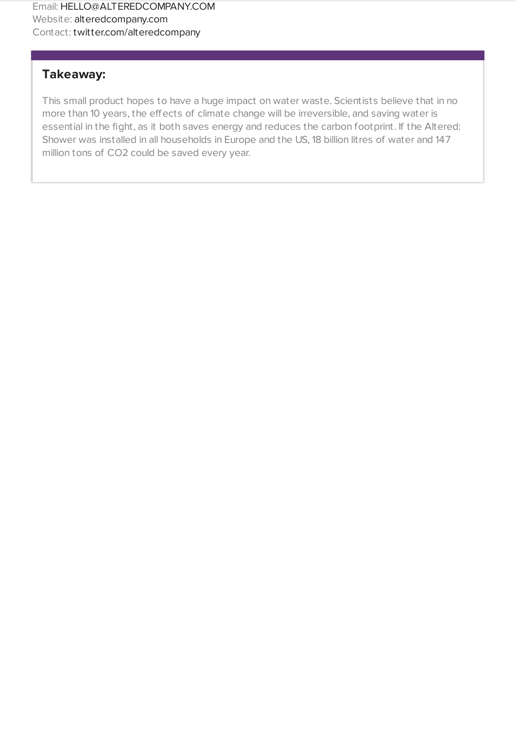Email: HELLO@ALTEREDCOMPANY.COM
Website: alteredcompany.com
Contact: twitter.com/alteredcompany

### Takeaway:

This small product hopes to have a huge impact on water waste. Scientists believe that in no more than 10 years, the effects of climate change will be irreversible, and saving water is essential in the fight, as it both saves energy and reduces the carbon footprint. If the Altered: Shower was installed in all households in Europe and the US, 18 billion litres of water and 147 million tons of $CO_2$ could be saved every year.